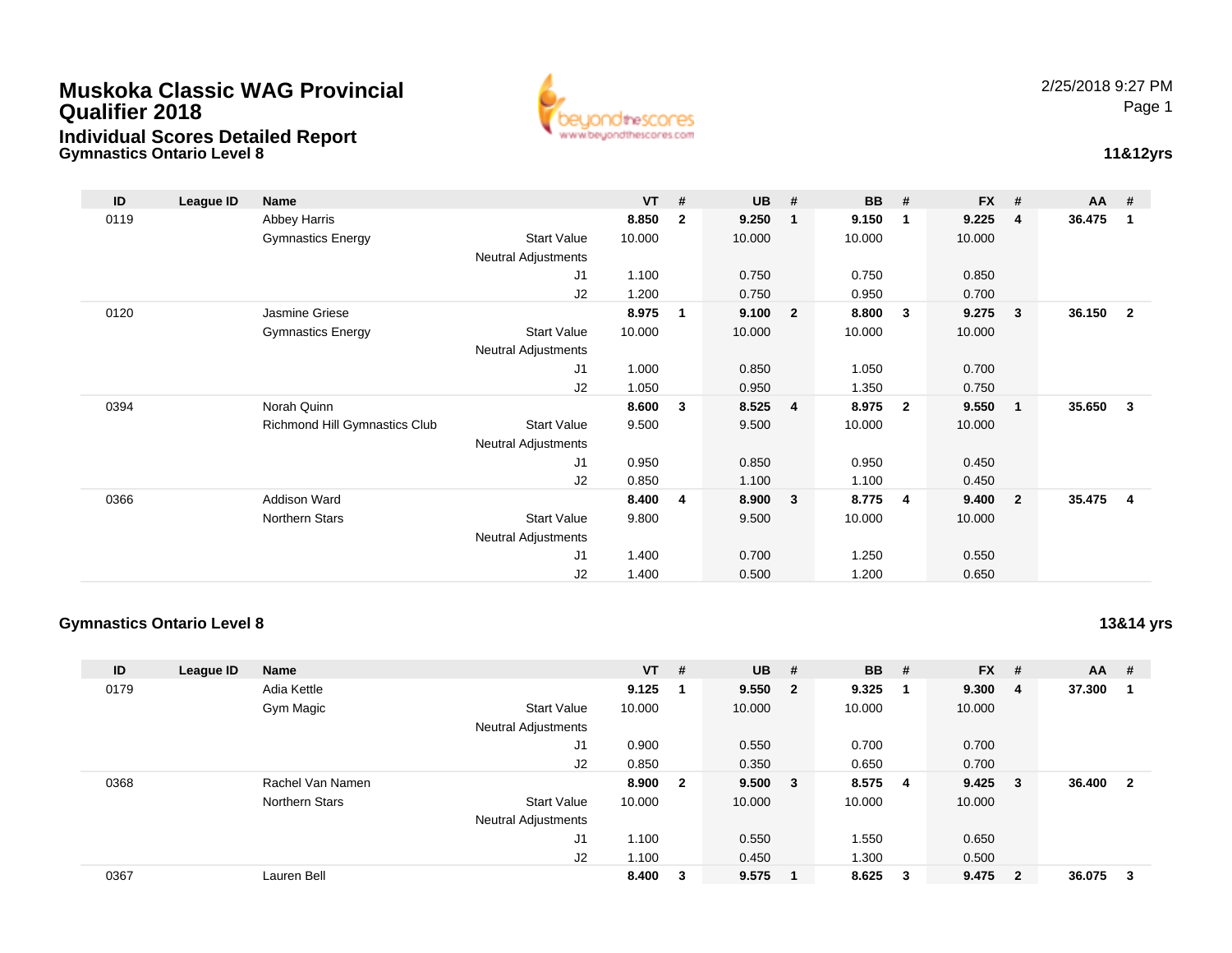# Muskoka Classic WAG Provincial Qualifier 2018

## Individual Scores Detailed Report

### Gymnastics Ontario Level 8

2/25/2018 9:27 PM

**11&12yrs**

| ID | League ID | Name | | VT | # | UB | # | BB | # | FX | # | AA | # |
|---|---|---|---|---|---|---|---|---|---|---|---|---|---|
| 0119 | | Abbey Harris | | **8.850** | **2** | **9.250** | **1** | **9.150** | **1** | **9.225** | **4** | **36.475** | **1** |
| | | Gymnastics Energy | Start Value | 10.000 | | 10.000 | | 10.000 | | 10.000 | | | |
| | | | Neutral Adjustments | | | | | | | | | | |
| | | | J1 | 1.100 | | 0.750 | | 0.750 | | 0.850 | | | |
| | | | J2 | 1.200 | | 0.750 | | 0.950 | | 0.700 | | | |
| 0120 | | Jasmine Griese | | **8.975** | **1** | **9.100** | **2** | **8.800** | **3** | **9.275** | **3** | **36.150** | **2** |
| | | Gymnastics Energy | Start Value | 10.000 | | 10.000 | | 10.000 | | 10.000 | | | |
| | | | Neutral Adjustments | | | | | | | | | | |
| | | | J1 | 1.000 | | 0.850 | | 1.050 | | 0.700 | | | |
| | | | J2 | 1.050 | | 0.950 | | 1.350 | | 0.750 | | | |
| 0394 | | Norah Quinn | | **8.600** | **3** | **8.525** | **4** | **8.975** | **2** | **9.550** | **1** | **35.650** | **3** |
| | | Richmond Hill Gymnastics Club | Start Value | 9.500 | | 9.500 | | 10.000 | | 10.000 | | | |
| | | | Neutral Adjustments | | | | | | | | | | |
| | | | J1 | 0.950 | | 0.850 | | 0.950 | | 0.450 | | | |
| | | | J2 | 0.850 | | 1.100 | | 1.100 | | 0.450 | | | |
| 0366 | | Addison Ward | | **8.400** | **4** | **8.900** | **3** | **8.775** | **4** | **9.400** | **2** | **35.475** | **4** |
| | | Northern Stars | Start Value | 9.800 | | 9.500 | | 10.000 | | 10.000 | | | |
| | | | Neutral Adjustments | | | | | | | | | | |
| | | | J1 | 1.400 | | 0.700 | | 1.250 | | 0.550 | | | |
| | | | J2 | 1.400 | | 0.500 | | 1.200 | | 0.650 | | | |

### Gymnastics Ontario Level 8

**13&14 yrs**

| ID | League ID | Name | | VT | # | UB | # | BB | # | FX | # | AA | # |
|---|---|---|---|---|---|---|---|---|---|---|---|---|---|
| 0179 | | Adia Kettle | | **9.125** | **1** | **9.550** | **2** | **9.325** | **1** | **9.300** | **4** | **37.300** | **1** |
| | | Gym Magic | Start Value | 10.000 | | 10.000 | | 10.000 | | 10.000 | | | |
| | | | Neutral Adjustments | | | | | | | | | | |
| | | | J1 | 0.900 | | 0.550 | | 0.700 | | 0.700 | | | |
| | | | J2 | 0.850 | | 0.350 | | 0.650 | | 0.700 | | | |
| 0368 | | Rachel Van Namen | | **8.900** | **2** | **9.500** | **3** | **8.575** | **4** | **9.425** | **3** | **36.400** | **2** |
| | | Northern Stars | Start Value | 10.000 | | 10.000 | | 10.000 | | 10.000 | | | |
| | | | Neutral Adjustments | | | | | | | | | | |
| | | | J1 | 1.100 | | 0.550 | | 1.550 | | 0.650 | | | |
| | | | J2 | 1.100 | | 0.450 | | 1.300 | | 0.500 | | | |
| 0367 | | Lauren Bell | | **8.400** | **3** | **9.575** | **1** | **8.625** | **3** | **9.475** | **2** | **36.075** | **3** |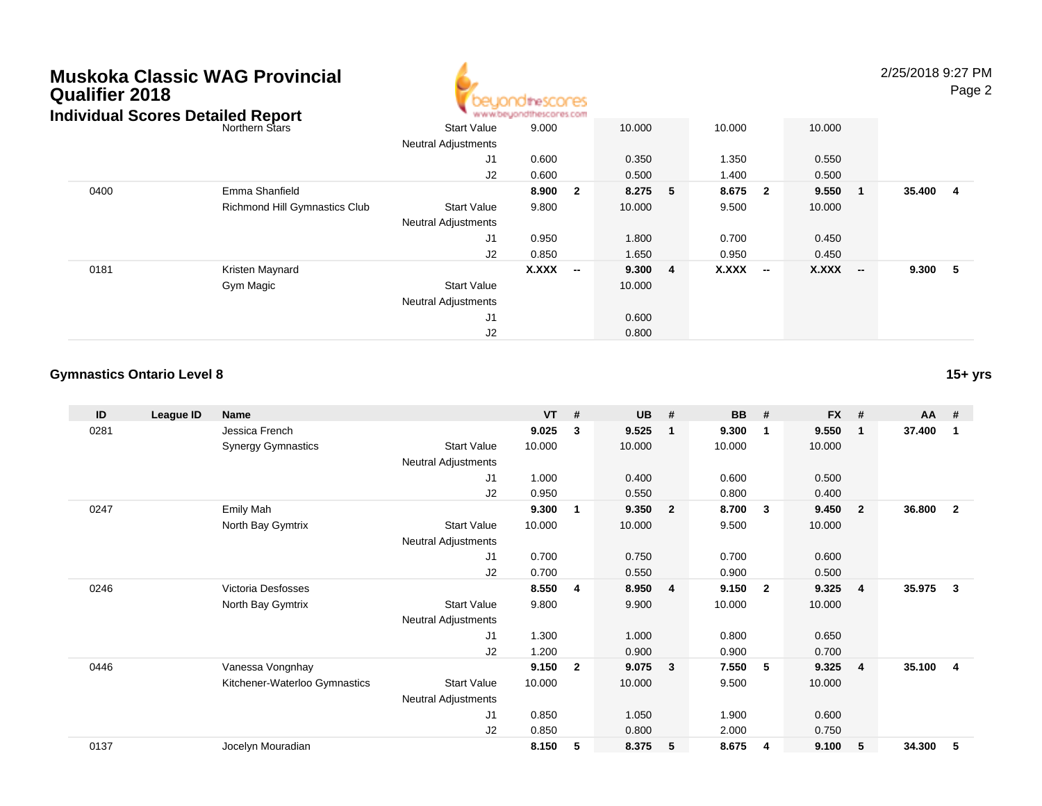| ID | League ID | Name | | VT | # | UB | # | BB | # | FX | # | AA | # |
|---|---|---|---|---|---|---|---|---|---|---|---|---|---|
| | | Northern Stars | Start Value | 9.000 | | 10.000 | | 10.000 | | 10.000 | | | |
| | | | Neutral Adjustments | | | | | | | | | | |
| | | | J1 | 0.600 | | 0.350 | | 1.350 | | 0.550 | | | |
| | | | J2 | 0.600 | | 0.500 | | 1.400 | | 0.500 | | | |
| 0400 | | Emma Shanfield | | **8.900** | **2** | **8.275** | **5** | **8.675** | **2** | **9.550** | **1** | **35.400** | **4** |
| | | Richmond Hill Gymnastics Club | Start Value | 9.800 | | 10.000 | | 9.500 | | 10.000 | | | |
| | | | Neutral Adjustments | | | | | | | | | | |
| | | | J1 | 0.950 | | 1.800 | | 0.700 | | 0.450 | | | |
| | | | J2 | 0.850 | | 1.650 | | 0.950 | | 0.450 | | | |
| 0181 | | Kristen Maynard | | **X.XXX** | **--** | **9.300** | **4** | **X.XXX** | **--** | **X.XXX** | **--** | **9.300** | **5** |
| | | Gym Magic | Start Value | | | 10.000 | | | | | | | |
| | | | Neutral Adjustments | | | | | | | | | | |
| | | | J1 | | | 0.600 | | | | | | | |
| | | | J2 | | | 0.800 | | | | | | | |

### Gymnastics Ontario Level 8

15+ yrs

| ID | League ID | Name | | VT | # | UB | # | BB | # | FX | # | AA | # |
|---|---|---|---|---|---|---|---|---|---|---|---|---|---|
| 0281 | | Jessica French | | **9.025** | **3** | **9.525** | **1** | **9.300** | **1** | **9.550** | **1** | **37.400** | **1** |
| | | Synergy Gymnastics | Start Value | 10.000 | | 10.000 | | 10.000 | | 10.000 | | | |
| | | | Neutral Adjustments | | | | | | | | | | |
| | | | J1 | 1.000 | | 0.400 | | 0.600 | | 0.500 | | | |
| | | | J2 | 0.950 | | 0.550 | | 0.800 | | 0.400 | | | |
| 0247 | | Emily Mah | | **9.300** | **1** | **9.350** | **2** | **8.700** | **3** | **9.450** | **2** | **36.800** | **2** |
| | | North Bay Gymtrix | Start Value | 10.000 | | 10.000 | | 9.500 | | 10.000 | | | |
| | | | Neutral Adjustments | | | | | | | | | | |
| | | | J1 | 0.700 | | 0.750 | | 0.700 | | 0.600 | | | |
| | | | J2 | 0.700 | | 0.550 | | 0.900 | | 0.500 | | | |
| 0246 | | Victoria Desfosses | | **8.550** | **4** | **8.950** | **4** | **9.150** | **2** | **9.325** | **4** | **35.975** | **3** |
| | | North Bay Gymtrix | Start Value | 9.800 | | 9.900 | | 10.000 | | 10.000 | | | |
| | | | Neutral Adjustments | | | | | | | | | | |
| | | | J1 | 1.300 | | 1.000 | | 0.800 | | 0.650 | | | |
| | | | J2 | 1.200 | | 0.900 | | 0.900 | | 0.700 | | | |
| 0446 | | Vanessa Vongnhay | | **9.150** | **2** | **9.075** | **3** | **7.550** | **5** | **9.325** | **4** | **35.100** | **4** |
| | | Kitchener-Waterloo Gymnastics | Start Value | 10.000 | | 10.000 | | 9.500 | | 10.000 | | | |
| | | | Neutral Adjustments | | | | | | | | | | |
| | | | J1 | 0.850 | | 1.050 | | 1.900 | | 0.600 | | | |
| | | | J2 | 0.850 | | 0.800 | | 2.000 | | 0.750 | | | |
| 0137 | | Jocelyn Mouradian | | **8.150** | **5** | **8.375** | **5** | **8.675** | **4** | **9.100** | **5** | **34.300** | **5** |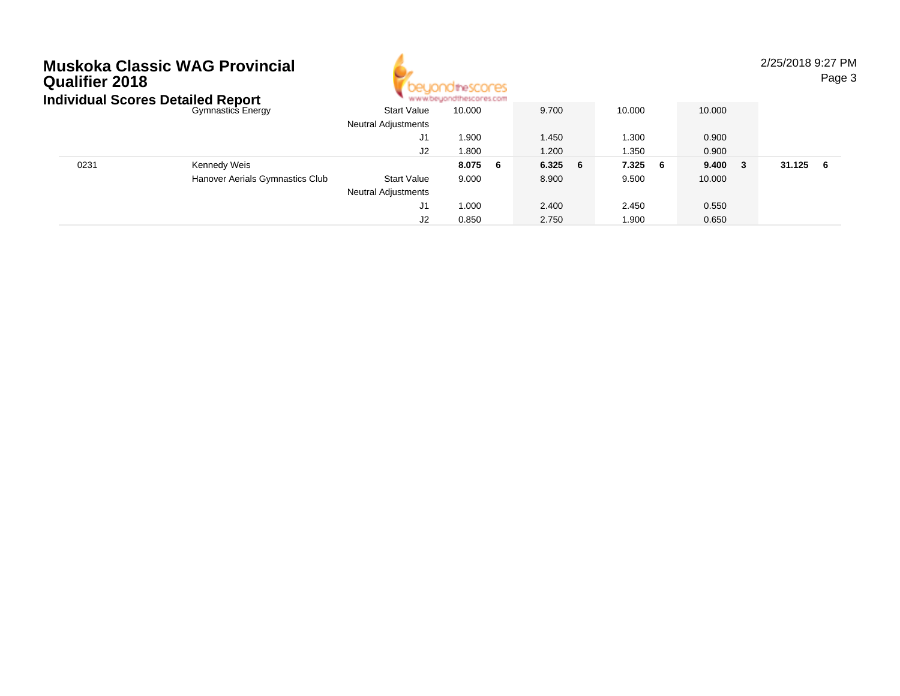| | | | | | | | | | | | | |
|---|---|---|---|---|---|---|---|---|---|---|---|---|
| | Gymnastics Energy | Start Value | 10.000 | | 9.700 | | 10.000 | | 10.000 | | | |
| | | Neutral Adjustments | | | | | | | | | | |
| | | J1 | 1.900 | | 1.450 | | 1.300 | | 0.900 | | | |
| | | J2 | 1.800 | | 1.200 | | 1.350 | | 0.900 | | | |
| 0231 | Kennedy Weis | | **8.075** | **6** | **6.325** | **6** | **7.325** | **6** | **9.400** | **3** | **31.125** | **6** |
| | Hanover Aerials Gymnastics Club | Start Value | 9.000 | | 8.900 | | 9.500 | | 10.000 | | | |
| | | Neutral Adjustments | | | | | | | | | | |
| | | J1 | 1.000 | | 2.400 | | 2.450 | | 0.550 | | | |
| | | J2 | 0.850 | | 2.750 | | 1.900 | | 0.650 | | | |